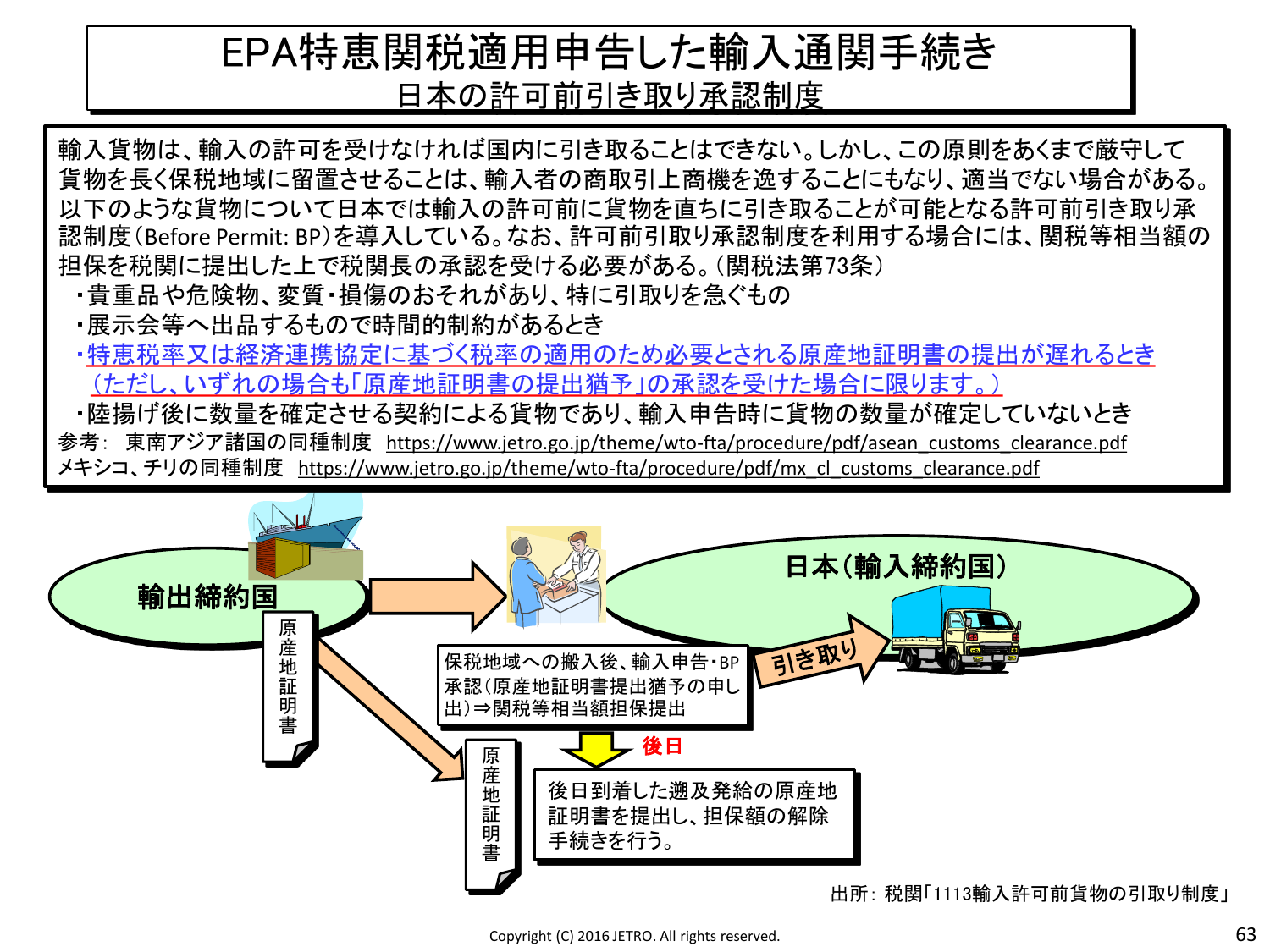# EPA特恵関税適用申告した輸入通関手続き

## 日本の許可前引き取り承認制度

輸入貨物は、輸入の許可を受けなければ国内に引き取ることはできない。しかし、この原則をあくまで厳守して貨物を長く保税地域に留置させることは、輸入者の商取引上商機を逸することにもなり、適当でない場合がある。以下のような貨物について日本では輸入の許可前に貨物を直ちに引き取ることが可能となる許可前引き取り承認制度（Before Permit: BP）を導入している。なお、許可前引取り承認制度を利用する場合には、関税等相当額の担保を税関に提出した上で税関長の承認を受ける必要がある。（関税法第73条）

- ・貴重品や危険物、変質・損傷のおそれがあり、特に引取りを急ぐもの
- ・展示会等へ出品するもので時間的制約があるとき
- ・特恵税率又は経済連携協定に基づく税率の適用のため必要とされる原産地証明書の提出が遅れるとき（ただし、いずれの場合も「原産地証明書の提出猶予」の承認を受けた場合に限ります。）
- ・陸揚げ後に数量を確定させる契約による貨物であり、輸入申告時に貨物の数量が確定していないとき

参考：東南アジア諸国の同種制度 https://www.jetro.go.jp/theme/wto-fta/procedure/pdf/asean_customs_clearance.pdf
メキシコ、チリの同種制度 https://www.jetro.go.jp/theme/wto-fta/procedure/pdf/mx_cl_customs_clearance.pdf

輸出締約国

原産地証明書

日本（輸入締約国）

保税地域への搬入後、輸入申告・BP承認（原産地証明書提出猶予の申し出）⇒関税等相当額担保提出

引き取り

後日

原産地証明書

後日到着した遡及発給の原産地証明書を提出し、担保額の解除手続きを行う。

出所：税関「1113輸入許可前貨物の引取り制度」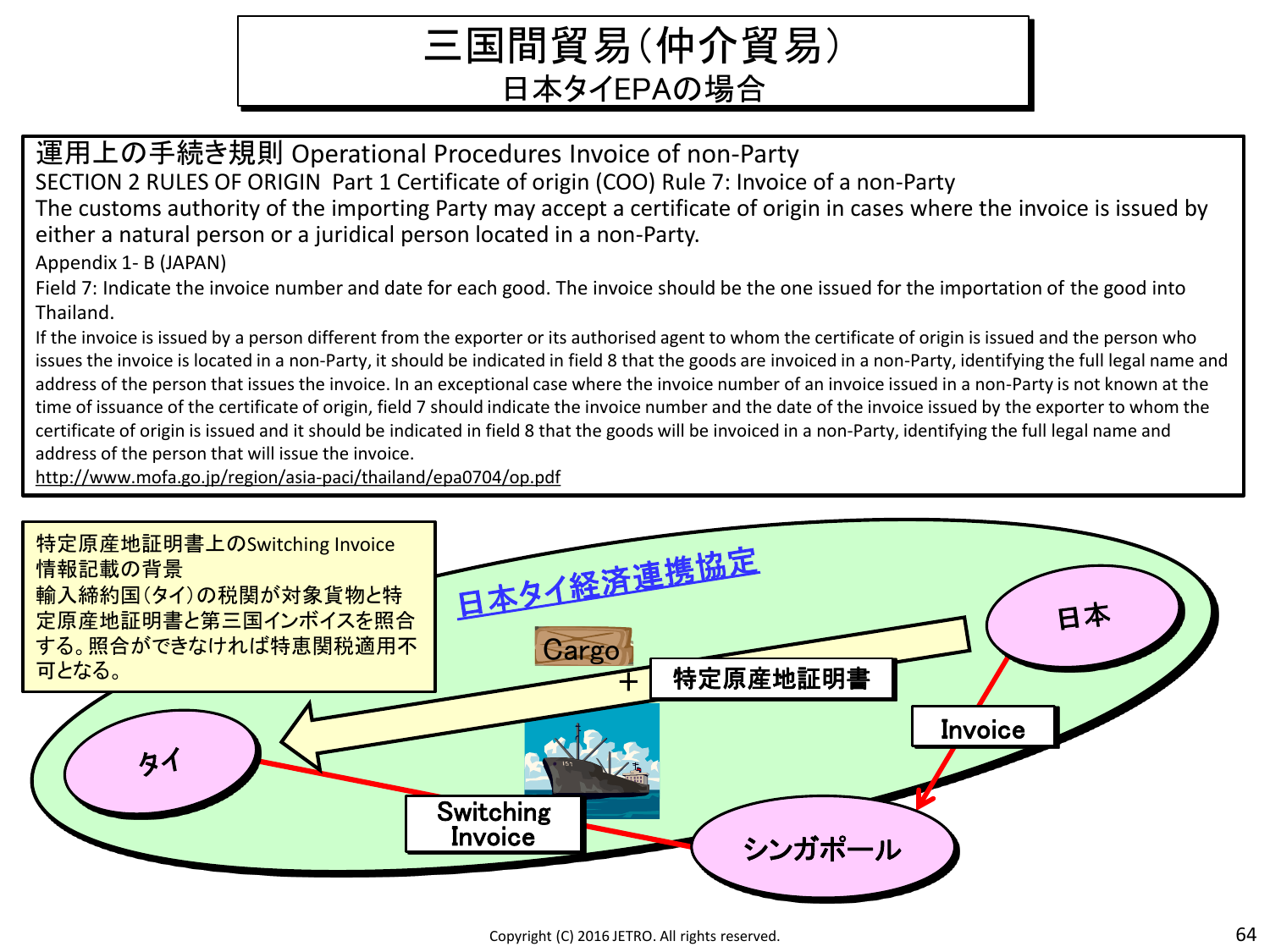# 三国間貿易（仲介貿易）
## 日本タイEPAの場合

**運用上の手続き規則 Operational Procedures Invoice of non-Party**

SECTION 2 RULES OF ORIGIN Part 1 Certificate of origin (COO) Rule 7: Invoice of a non-Party

The customs authority of the importing Party may accept a certificate of origin in cases where the invoice is issued by either a natural person or a juridical person located in a non-Party.

Appendix 1- B (JAPAN)

Field 7: Indicate the invoice number and date for each good. The invoice should be the one issued for the importation of the good into Thailand.

If the invoice is issued by a person different from the exporter or its authorised agent to whom the certificate of origin is issued and the person who issues the invoice is located in a non-Party, it should be indicated in field 8 that the goods are invoiced in a non-Party, identifying the full legal name and address of the person that issues the invoice. In an exceptional case where the invoice number of an invoice issued in a non-Party is not known at the time of issuance of the certificate of origin, field 7 should indicate the invoice number and the date of the invoice issued by the exporter to whom the certificate of origin is issued and it should be indicated in field 8 that the goods will be invoiced in a non-Party, identifying the full legal name and address of the person that will issue the invoice.

http://www.mofa.go.jp/region/asia-paci/thailand/epa0704/op.pdf

**特定原産地証明書上のSwitching Invoice情報記載の背景**

輸入締約国（タイ）の税関が対象貨物と特定原産地証明書と第三国インボイスを照合する。照合ができなければ特恵関税適用不可となる。

日本タイ経済連携協定

日本 → タイ：Cargo ＋ 特定原産地証明書

日本 → シンガポール：Invoice

シンガポール → タイ：Switching Invoice

Copyright (C) 2016 JETRO. All rights reserved.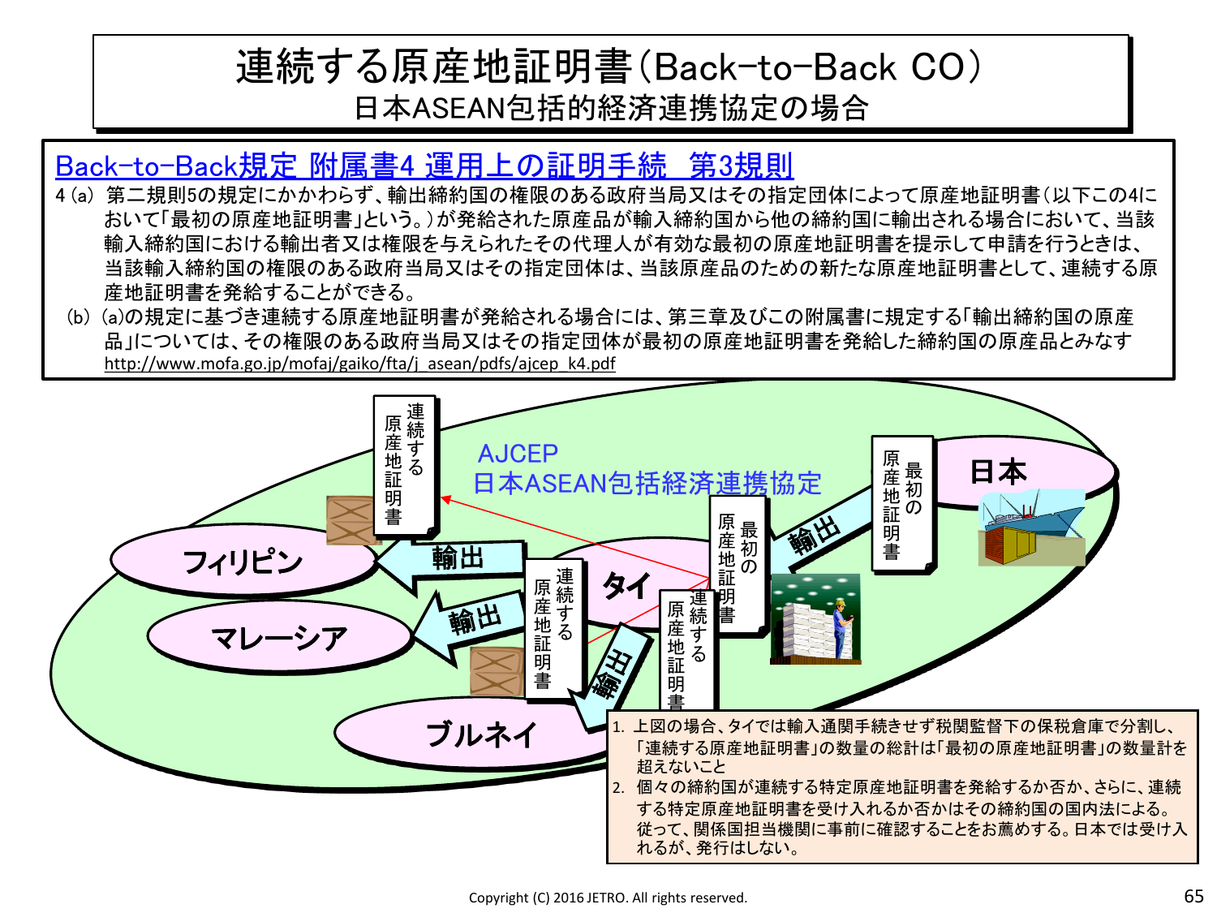# 連続する原産地証明書（Back-to-Back CO）

## 日本ASEAN包括的経済連携協定の場合

### Back-to-Back規定 附属書4 運用上の証明手続　第3規則

4 (a) 第二規則5の規定にかかわらず、輸出締約国の権限のある政府当局又はその指定団体によって原産地証明書（以下この4において「最初の原産地証明書」という。）が発給された原産品が輸入締約国から他の締約国に輸出される場合において、当該輸入締約国における輸出者又は権限を与えられたその代理人が有効な最初の原産地証明書を提示して申請を行うときは、当該輸入締約国の権限のある政府当局又はその指定団体は、当該原産品のための新たな原産地証明書として、連続する原産地証明書を発給することができる。

(b) (a)の規定に基づき連続する原産地証明書が発給される場合には、第三章及びこの附属書に規定する「輸出締約国の原産品」については、その権限のある政府当局又はその指定団体が最初の原産地証明書を発給した締約国の原産品とみなす

http://www.mofa.go.jp/mofaj/gaiko/fta/j_asean/pdfs/ajcep_k4.pdf

AJCEP
日本ASEAN包括経済連携協定

日本 →（輸出・最初の原産地証明書）→ タイ
タイ →（輸出・連続する原産地証明書）→ フィリピン
タイ →（輸出・連続する原産地証明書）→ マレーシア
タイ →（輸出・連続する原産地証明書）→ ブルネイ

1. 上図の場合、タイでは輸入通関手続きせず税関監督下の保税倉庫で分割し、「連続する原産地証明書」の数量の総計は「最初の原産地証明書」の数量計を超えないこと
2. 個々の締約国が連続する特定原産地証明書を発給するか否か、さらに、連続する特定原産地証明書を受け入れるか否かはその締約国の国内法による。従って、関係国担当機関に事前に確認することをお薦めする。日本では受け入れるが、発行はしない。

Copyright (C) 2016 JETRO. All rights reserved.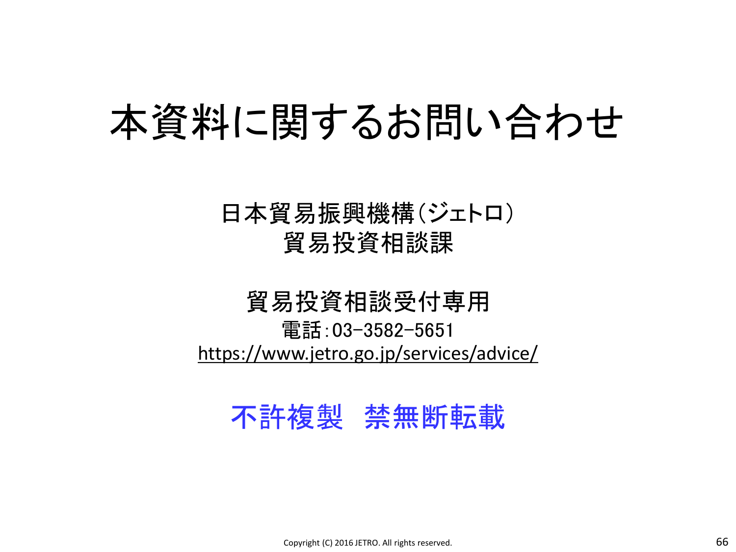# 本資料に関するお問い合わせ

日本貿易振興機構（ジェトロ）
貿易投資相談課

貿易投資相談受付専用
電話：03-3582-5651
https://www.jetro.go.jp/services/advice/

不許複製　禁無断転載

Copyright (C) 2016 JETRO. All rights reserved.